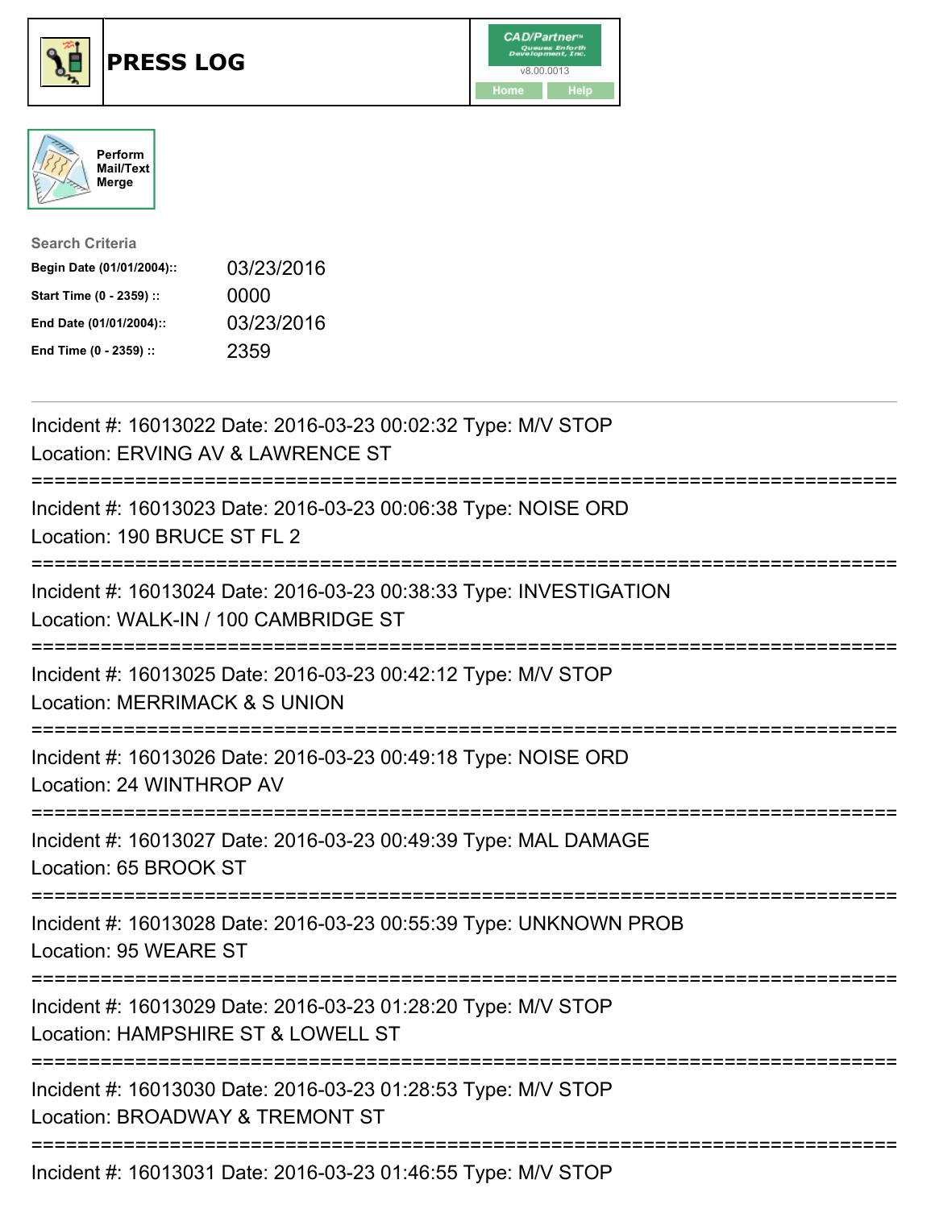# PRESS LOG

CAD/Partner™ Queues Enforth Development, Inc. v8.00.0013

Home Help

Perform Mail/Text Merge

**Search Criteria**

| | |
|---|---|
| **Begin Date (01/01/2004)::** | 03/23/2016 |
| **Start Time (0 - 2359) ::** | 0000 |
| **End Date (01/01/2004)::** | 03/23/2016 |
| **End Time (0 - 2359) ::** | 2359 |

---

Incident #: 16013022 Date: 2016-03-23 00:02:32 Type: M/V STOP
Location: ERVING AV & LAWRENCE ST

===========================================================================

Incident #: 16013023 Date: 2016-03-23 00:06:38 Type: NOISE ORD
Location: 190 BRUCE ST FL 2

===========================================================================

Incident #: 16013024 Date: 2016-03-23 00:38:33 Type: INVESTIGATION
Location: WALK-IN / 100 CAMBRIDGE ST

===========================================================================

Incident #: 16013025 Date: 2016-03-23 00:42:12 Type: M/V STOP
Location: MERRIMACK & S UNION

===========================================================================

Incident #: 16013026 Date: 2016-03-23 00:49:18 Type: NOISE ORD
Location: 24 WINTHROP AV

===========================================================================

Incident #: 16013027 Date: 2016-03-23 00:49:39 Type: MAL DAMAGE
Location: 65 BROOK ST

===========================================================================

Incident #: 16013028 Date: 2016-03-23 00:55:39 Type: UNKNOWN PROB
Location: 95 WEARE ST

===========================================================================

Incident #: 16013029 Date: 2016-03-23 01:28:20 Type: M/V STOP
Location: HAMPSHIRE ST & LOWELL ST

===========================================================================

Incident #: 16013030 Date: 2016-03-23 01:28:53 Type: M/V STOP
Location: BROADWAY & TREMONT ST

===========================================================================

Incident #: 16013031 Date: 2016-03-23 01:46:55 Type: M/V STOP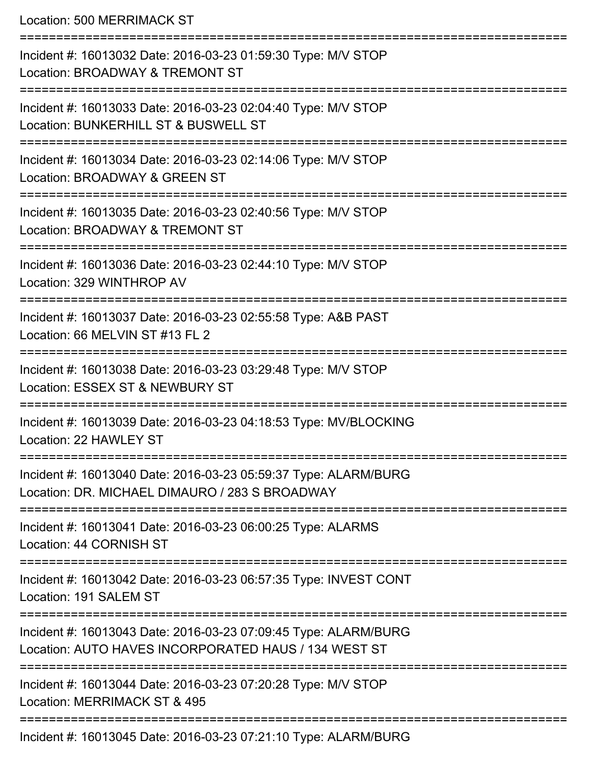Location: 500 MERRIMACK ST

===========================================================================

Incident #: 16013032 Date: 2016-03-23 01:59:30 Type: M/V STOP
Location: BROADWAY & TREMONT ST

===========================================================================

Incident #: 16013033 Date: 2016-03-23 02:04:40 Type: M/V STOP
Location: BUNKERHILL ST & BUSWELL ST

===========================================================================

Incident #: 16013034 Date: 2016-03-23 02:14:06 Type: M/V STOP
Location: BROADWAY & GREEN ST

===========================================================================

Incident #: 16013035 Date: 2016-03-23 02:40:56 Type: M/V STOP
Location: BROADWAY & TREMONT ST

===========================================================================

Incident #: 16013036 Date: 2016-03-23 02:44:10 Type: M/V STOP
Location: 329 WINTHROP AV

===========================================================================

Incident #: 16013037 Date: 2016-03-23 02:55:58 Type: A&B PAST
Location: 66 MELVIN ST #13 FL 2

===========================================================================

Incident #: 16013038 Date: 2016-03-23 03:29:48 Type: M/V STOP
Location: ESSEX ST & NEWBURY ST

===========================================================================

Incident #: 16013039 Date: 2016-03-23 04:18:53 Type: MV/BLOCKING
Location: 22 HAWLEY ST

===========================================================================

Incident #: 16013040 Date: 2016-03-23 05:59:37 Type: ALARM/BURG
Location: DR. MICHAEL DIMAURO / 283 S BROADWAY

===========================================================================

Incident #: 16013041 Date: 2016-03-23 06:00:25 Type: ALARMS
Location: 44 CORNISH ST

===========================================================================

Incident #: 16013042 Date: 2016-03-23 06:57:35 Type: INVEST CONT
Location: 191 SALEM ST

===========================================================================

Incident #: 16013043 Date: 2016-03-23 07:09:45 Type: ALARM/BURG
Location: AUTO HAVES INCORPORATED HAUS / 134 WEST ST

===========================================================================

Incident #: 16013044 Date: 2016-03-23 07:20:28 Type: M/V STOP
Location: MERRIMACK ST & 495

===========================================================================

Incident #: 16013045 Date: 2016-03-23 07:21:10 Type: ALARM/BURG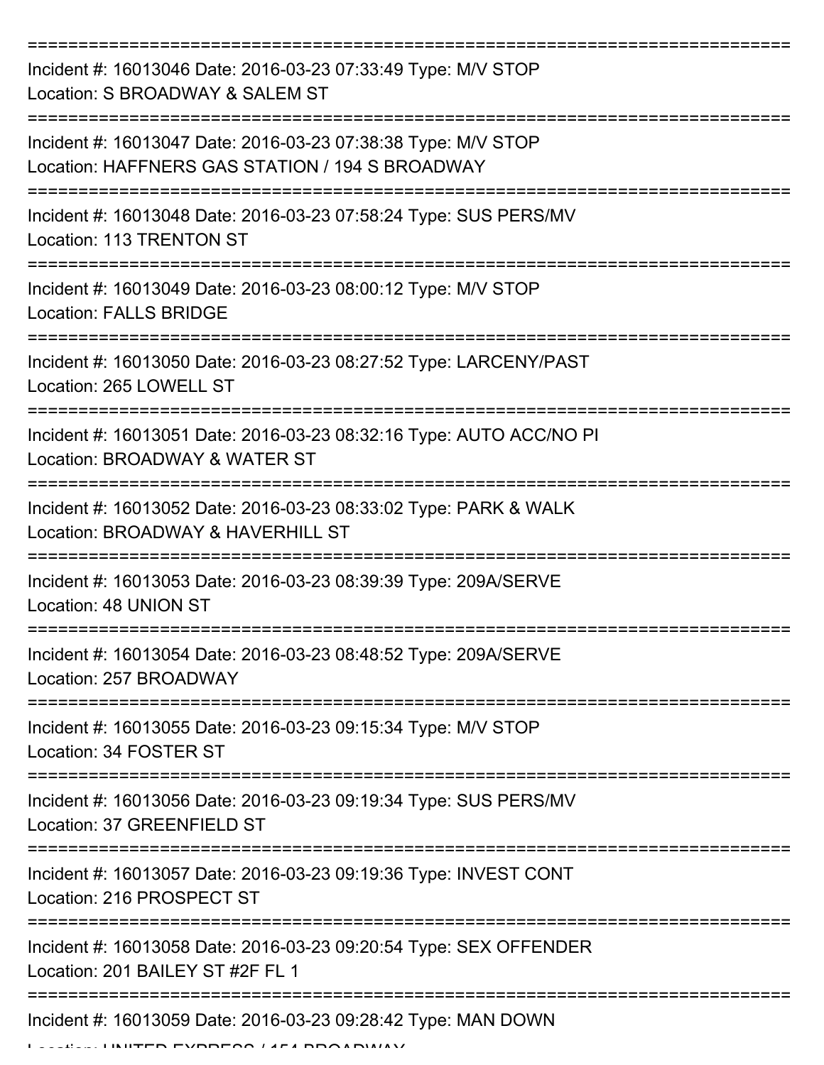===========================================================================

Incident #: 16013046 Date: 2016-03-23 07:33:49 Type: M/V STOP
Location: S BROADWAY & SALEM ST

===========================================================================

Incident #: 16013047 Date: 2016-03-23 07:38:38 Type: M/V STOP
Location: HAFFNERS GAS STATION / 194 S BROADWAY

===========================================================================

Incident #: 16013048 Date: 2016-03-23 07:58:24 Type: SUS PERS/MV
Location: 113 TRENTON ST

===========================================================================

Incident #: 16013049 Date: 2016-03-23 08:00:12 Type: M/V STOP
Location: FALLS BRIDGE

===========================================================================

Incident #: 16013050 Date: 2016-03-23 08:27:52 Type: LARCENY/PAST
Location: 265 LOWELL ST

===========================================================================

Incident #: 16013051 Date: 2016-03-23 08:32:16 Type: AUTO ACC/NO PI
Location: BROADWAY & WATER ST

===========================================================================

Incident #: 16013052 Date: 2016-03-23 08:33:02 Type: PARK & WALK
Location: BROADWAY & HAVERHILL ST

===========================================================================

Incident #: 16013053 Date: 2016-03-23 08:39:39 Type: 209A/SERVE
Location: 48 UNION ST

===========================================================================

Incident #: 16013054 Date: 2016-03-23 08:48:52 Type: 209A/SERVE
Location: 257 BROADWAY

===========================================================================

Incident #: 16013055 Date: 2016-03-23 09:15:34 Type: M/V STOP
Location: 34 FOSTER ST

===========================================================================

Incident #: 16013056 Date: 2016-03-23 09:19:34 Type: SUS PERS/MV
Location: 37 GREENFIELD ST

===========================================================================

Incident #: 16013057 Date: 2016-03-23 09:19:36 Type: INVEST CONT
Location: 216 PROSPECT ST

===========================================================================

Incident #: 16013058 Date: 2016-03-23 09:20:54 Type: SEX OFFENDER
Location: 201 BAILEY ST #2F FL 1

===========================================================================

Incident #: 16013059 Date: 2016-03-23 09:28:42 Type: MAN DOWN
Location: UNITED EXPRESS / 154 BROADWAY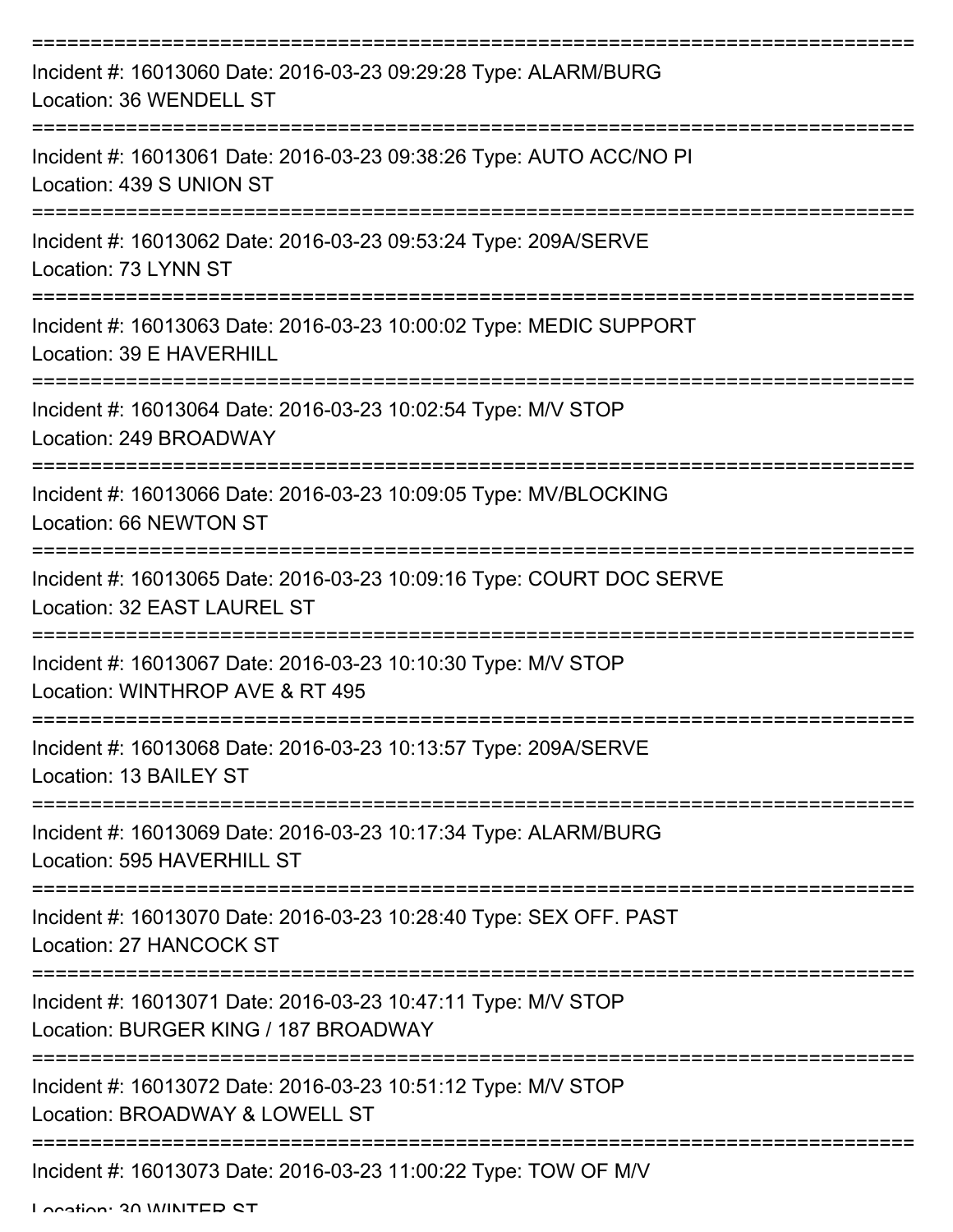===========================================================================

Incident #: 16013060 Date: 2016-03-23 09:29:28 Type: ALARM/BURG
Location: 36 WENDELL ST

===========================================================================

Incident #: 16013061 Date: 2016-03-23 09:38:26 Type: AUTO ACC/NO PI
Location: 439 S UNION ST

===========================================================================

Incident #: 16013062 Date: 2016-03-23 09:53:24 Type: 209A/SERVE
Location: 73 LYNN ST

===========================================================================

Incident #: 16013063 Date: 2016-03-23 10:00:02 Type: MEDIC SUPPORT
Location: 39 E HAVERHILL

===========================================================================

Incident #: 16013064 Date: 2016-03-23 10:02:54 Type: M/V STOP
Location: 249 BROADWAY

===========================================================================

Incident #: 16013066 Date: 2016-03-23 10:09:05 Type: MV/BLOCKING
Location: 66 NEWTON ST

===========================================================================

Incident #: 16013065 Date: 2016-03-23 10:09:16 Type: COURT DOC SERVE
Location: 32 EAST LAUREL ST

===========================================================================

Incident #: 16013067 Date: 2016-03-23 10:10:30 Type: M/V STOP
Location: WINTHROP AVE & RT 495

===========================================================================

Incident #: 16013068 Date: 2016-03-23 10:13:57 Type: 209A/SERVE
Location: 13 BAILEY ST

===========================================================================

Incident #: 16013069 Date: 2016-03-23 10:17:34 Type: ALARM/BURG
Location: 595 HAVERHILL ST

===========================================================================

Incident #: 16013070 Date: 2016-03-23 10:28:40 Type: SEX OFF. PAST
Location: 27 HANCOCK ST

===========================================================================

Incident #: 16013071 Date: 2016-03-23 10:47:11 Type: M/V STOP
Location: BURGER KING / 187 BROADWAY

===========================================================================

Incident #: 16013072 Date: 2016-03-23 10:51:12 Type: M/V STOP
Location: BROADWAY & LOWELL ST

===========================================================================

Incident #: 16013073 Date: 2016-03-23 11:00:22 Type: TOW OF M/V
Location: 30 WINTER ST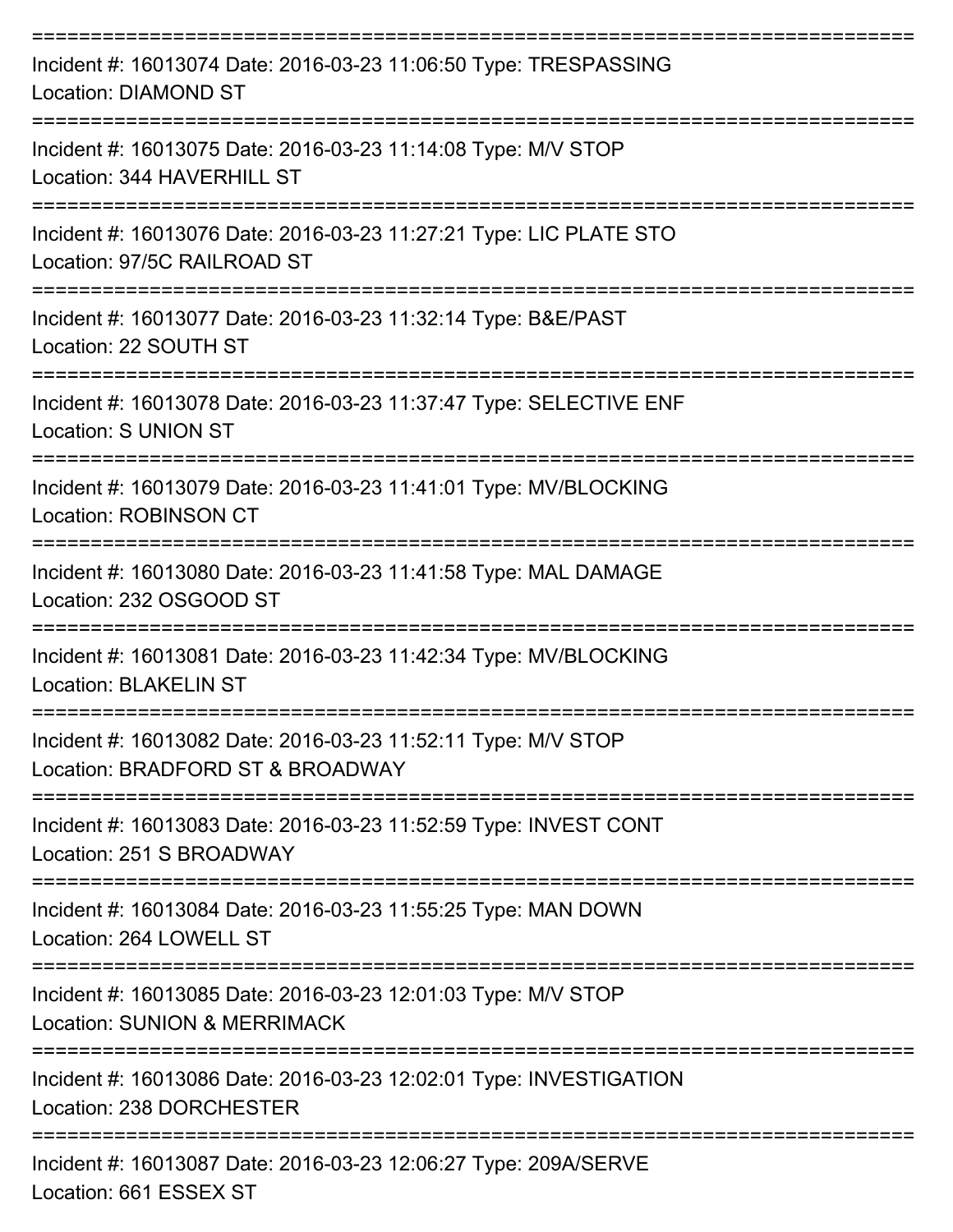===========================================================================

Incident #: 16013074 Date: 2016-03-23 11:06:50 Type: TRESPASSING
Location: DIAMOND ST

===========================================================================

Incident #: 16013075 Date: 2016-03-23 11:14:08 Type: M/V STOP
Location: 344 HAVERHILL ST

===========================================================================

Incident #: 16013076 Date: 2016-03-23 11:27:21 Type: LIC PLATE STO
Location: 97/5C RAILROAD ST

===========================================================================

Incident #: 16013077 Date: 2016-03-23 11:32:14 Type: B&E/PAST
Location: 22 SOUTH ST

===========================================================================

Incident #: 16013078 Date: 2016-03-23 11:37:47 Type: SELECTIVE ENF
Location: S UNION ST

===========================================================================

Incident #: 16013079 Date: 2016-03-23 11:41:01 Type: MV/BLOCKING
Location: ROBINSON CT

===========================================================================

Incident #: 16013080 Date: 2016-03-23 11:41:58 Type: MAL DAMAGE
Location: 232 OSGOOD ST

===========================================================================

Incident #: 16013081 Date: 2016-03-23 11:42:34 Type: MV/BLOCKING
Location: BLAKELIN ST

===========================================================================

Incident #: 16013082 Date: 2016-03-23 11:52:11 Type: M/V STOP
Location: BRADFORD ST & BROADWAY

===========================================================================

Incident #: 16013083 Date: 2016-03-23 11:52:59 Type: INVEST CONT
Location: 251 S BROADWAY

===========================================================================

Incident #: 16013084 Date: 2016-03-23 11:55:25 Type: MAN DOWN
Location: 264 LOWELL ST

===========================================================================

Incident #: 16013085 Date: 2016-03-23 12:01:03 Type: M/V STOP
Location: SUNION & MERRIMACK

===========================================================================

Incident #: 16013086 Date: 2016-03-23 12:02:01 Type: INVESTIGATION
Location: 238 DORCHESTER

===========================================================================

Incident #: 16013087 Date: 2016-03-23 12:06:27 Type: 209A/SERVE
Location: 661 ESSEX ST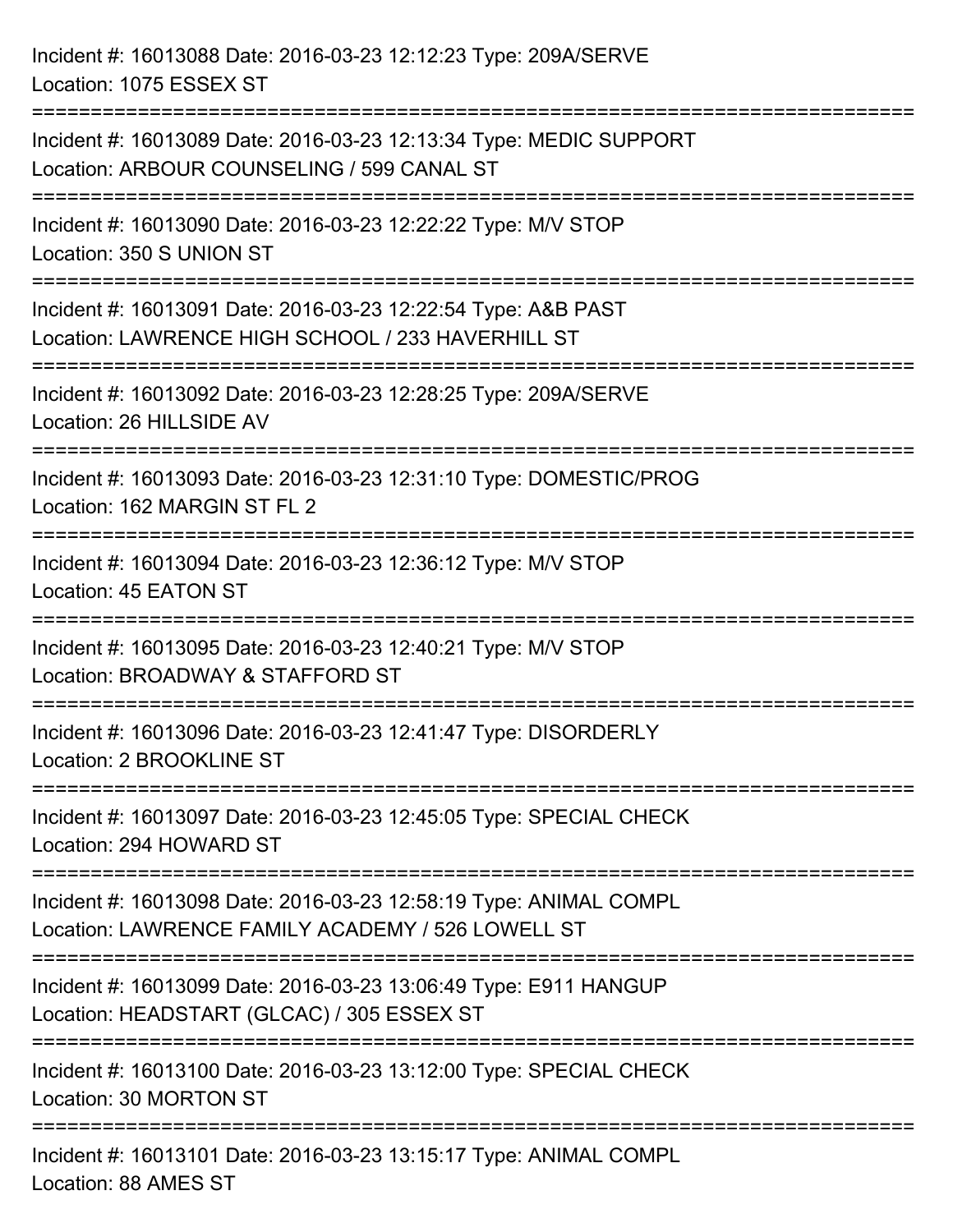Incident #: 16013088 Date: 2016-03-23 12:12:23 Type: 209A/SERVE
Location: 1075 ESSEX ST

===========================================================================

Incident #: 16013089 Date: 2016-03-23 12:13:34 Type: MEDIC SUPPORT
Location: ARBOUR COUNSELING / 599 CANAL ST

===========================================================================

Incident #: 16013090 Date: 2016-03-23 12:22:22 Type: M/V STOP
Location: 350 S UNION ST

===========================================================================

Incident #: 16013091 Date: 2016-03-23 12:22:54 Type: A&B PAST
Location: LAWRENCE HIGH SCHOOL / 233 HAVERHILL ST

===========================================================================

Incident #: 16013092 Date: 2016-03-23 12:28:25 Type: 209A/SERVE
Location: 26 HILLSIDE AV

===========================================================================

Incident #: 16013093 Date: 2016-03-23 12:31:10 Type: DOMESTIC/PROG
Location: 162 MARGIN ST FL 2

===========================================================================

Incident #: 16013094 Date: 2016-03-23 12:36:12 Type: M/V STOP
Location: 45 EATON ST

===========================================================================

Incident #: 16013095 Date: 2016-03-23 12:40:21 Type: M/V STOP
Location: BROADWAY & STAFFORD ST

===========================================================================

Incident #: 16013096 Date: 2016-03-23 12:41:47 Type: DISORDERLY
Location: 2 BROOKLINE ST

===========================================================================

Incident #: 16013097 Date: 2016-03-23 12:45:05 Type: SPECIAL CHECK
Location: 294 HOWARD ST

===========================================================================

Incident #: 16013098 Date: 2016-03-23 12:58:19 Type: ANIMAL COMPL
Location: LAWRENCE FAMILY ACADEMY / 526 LOWELL ST

===========================================================================

Incident #: 16013099 Date: 2016-03-23 13:06:49 Type: E911 HANGUP
Location: HEADSTART (GLCAC) / 305 ESSEX ST

===========================================================================

Incident #: 16013100 Date: 2016-03-23 13:12:00 Type: SPECIAL CHECK
Location: 30 MORTON ST

===========================================================================

Incident #: 16013101 Date: 2016-03-23 13:15:17 Type: ANIMAL COMPL
Location: 88 AMES ST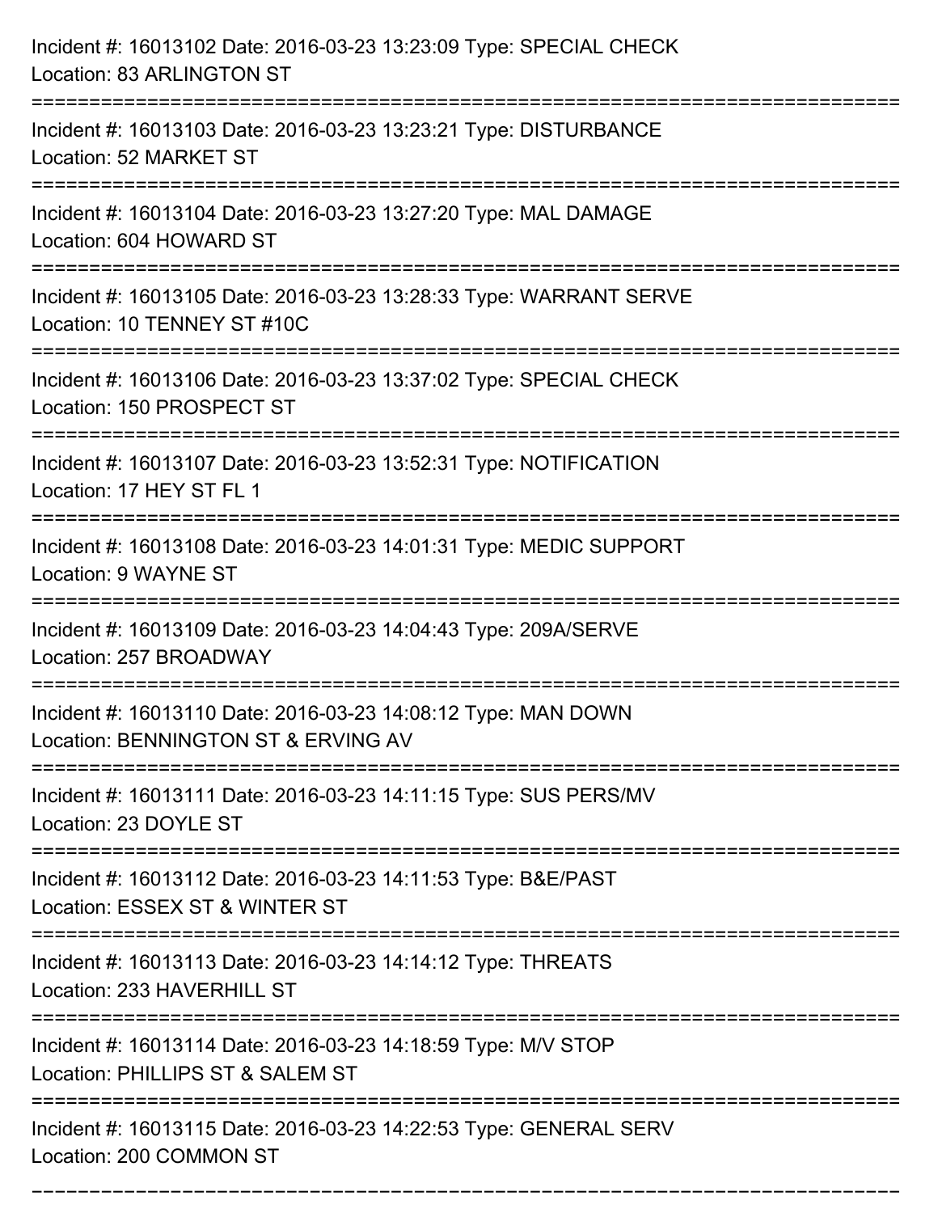Incident #: 16013102 Date: 2016-03-23 13:23:09 Type: SPECIAL CHECK
Location: 83 ARLINGTON ST

===========================================================================

Incident #: 16013103 Date: 2016-03-23 13:23:21 Type: DISTURBANCE
Location: 52 MARKET ST

===========================================================================

Incident #: 16013104 Date: 2016-03-23 13:27:20 Type: MAL DAMAGE
Location: 604 HOWARD ST

===========================================================================

Incident #: 16013105 Date: 2016-03-23 13:28:33 Type: WARRANT SERVE
Location: 10 TENNEY ST #10C

===========================================================================

Incident #: 16013106 Date: 2016-03-23 13:37:02 Type: SPECIAL CHECK
Location: 150 PROSPECT ST

===========================================================================

Incident #: 16013107 Date: 2016-03-23 13:52:31 Type: NOTIFICATION
Location: 17 HEY ST FL 1

===========================================================================

Incident #: 16013108 Date: 2016-03-23 14:01:31 Type: MEDIC SUPPORT
Location: 9 WAYNE ST

===========================================================================

Incident #: 16013109 Date: 2016-03-23 14:04:43 Type: 209A/SERVE
Location: 257 BROADWAY

===========================================================================

Incident #: 16013110 Date: 2016-03-23 14:08:12 Type: MAN DOWN
Location: BENNINGTON ST & ERVING AV

===========================================================================

Incident #: 16013111 Date: 2016-03-23 14:11:15 Type: SUS PERS/MV
Location: 23 DOYLE ST

===========================================================================

Incident #: 16013112 Date: 2016-03-23 14:11:53 Type: B&E/PAST
Location: ESSEX ST & WINTER ST

===========================================================================

Incident #: 16013113 Date: 2016-03-23 14:14:12 Type: THREATS
Location: 233 HAVERHILL ST

===========================================================================

Incident #: 16013114 Date: 2016-03-23 14:18:59 Type: M/V STOP
Location: PHILLIPS ST & SALEM ST

===========================================================================

Incident #: 16013115 Date: 2016-03-23 14:22:53 Type: GENERAL SERV
Location: 200 COMMON ST

===========================================================================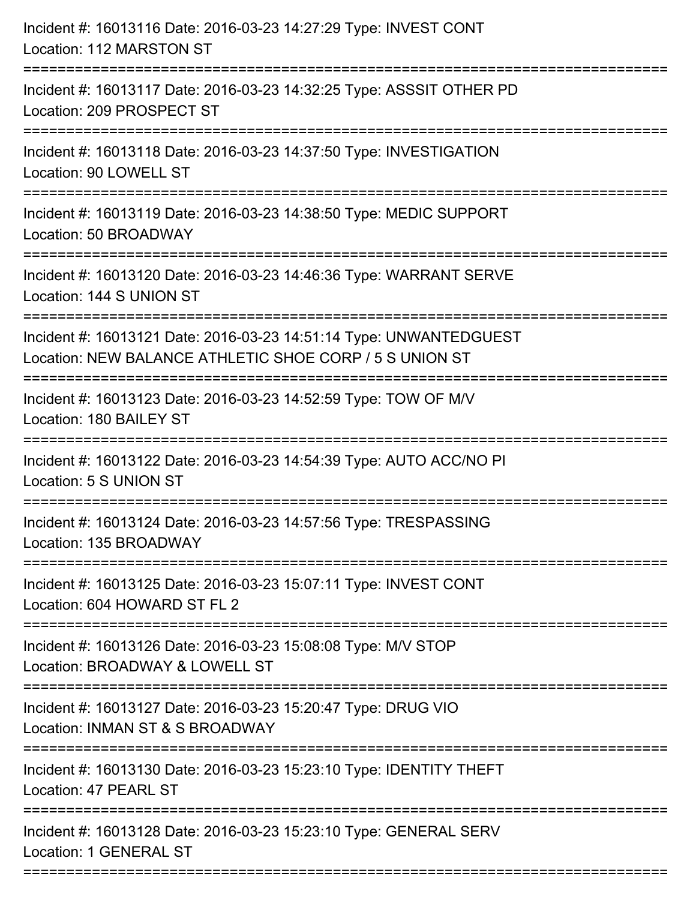Incident #: 16013116 Date: 2016-03-23 14:27:29 Type: INVEST CONT
Location: 112 MARSTON ST

===========================================================================

Incident #: 16013117 Date: 2016-03-23 14:32:25 Type: ASSSIT OTHER PD
Location: 209 PROSPECT ST

===========================================================================

Incident #: 16013118 Date: 2016-03-23 14:37:50 Type: INVESTIGATION
Location: 90 LOWELL ST

===========================================================================

Incident #: 16013119 Date: 2016-03-23 14:38:50 Type: MEDIC SUPPORT
Location: 50 BROADWAY

===========================================================================

Incident #: 16013120 Date: 2016-03-23 14:46:36 Type: WARRANT SERVE
Location: 144 S UNION ST

===========================================================================

Incident #: 16013121 Date: 2016-03-23 14:51:14 Type: UNWANTEDGUEST
Location: NEW BALANCE ATHLETIC SHOE CORP / 5 S UNION ST

===========================================================================

Incident #: 16013123 Date: 2016-03-23 14:52:59 Type: TOW OF M/V
Location: 180 BAILEY ST

===========================================================================

Incident #: 16013122 Date: 2016-03-23 14:54:39 Type: AUTO ACC/NO PI
Location: 5 S UNION ST

===========================================================================

Incident #: 16013124 Date: 2016-03-23 14:57:56 Type: TRESPASSING
Location: 135 BROADWAY

===========================================================================

Incident #: 16013125 Date: 2016-03-23 15:07:11 Type: INVEST CONT
Location: 604 HOWARD ST FL 2

===========================================================================

Incident #: 16013126 Date: 2016-03-23 15:08:08 Type: M/V STOP
Location: BROADWAY & LOWELL ST

===========================================================================

Incident #: 16013127 Date: 2016-03-23 15:20:47 Type: DRUG VIO
Location: INMAN ST & S BROADWAY

===========================================================================

Incident #: 16013130 Date: 2016-03-23 15:23:10 Type: IDENTITY THEFT
Location: 47 PEARL ST

===========================================================================

Incident #: 16013128 Date: 2016-03-23 15:23:10 Type: GENERAL SERV
Location: 1 GENERAL ST

===========================================================================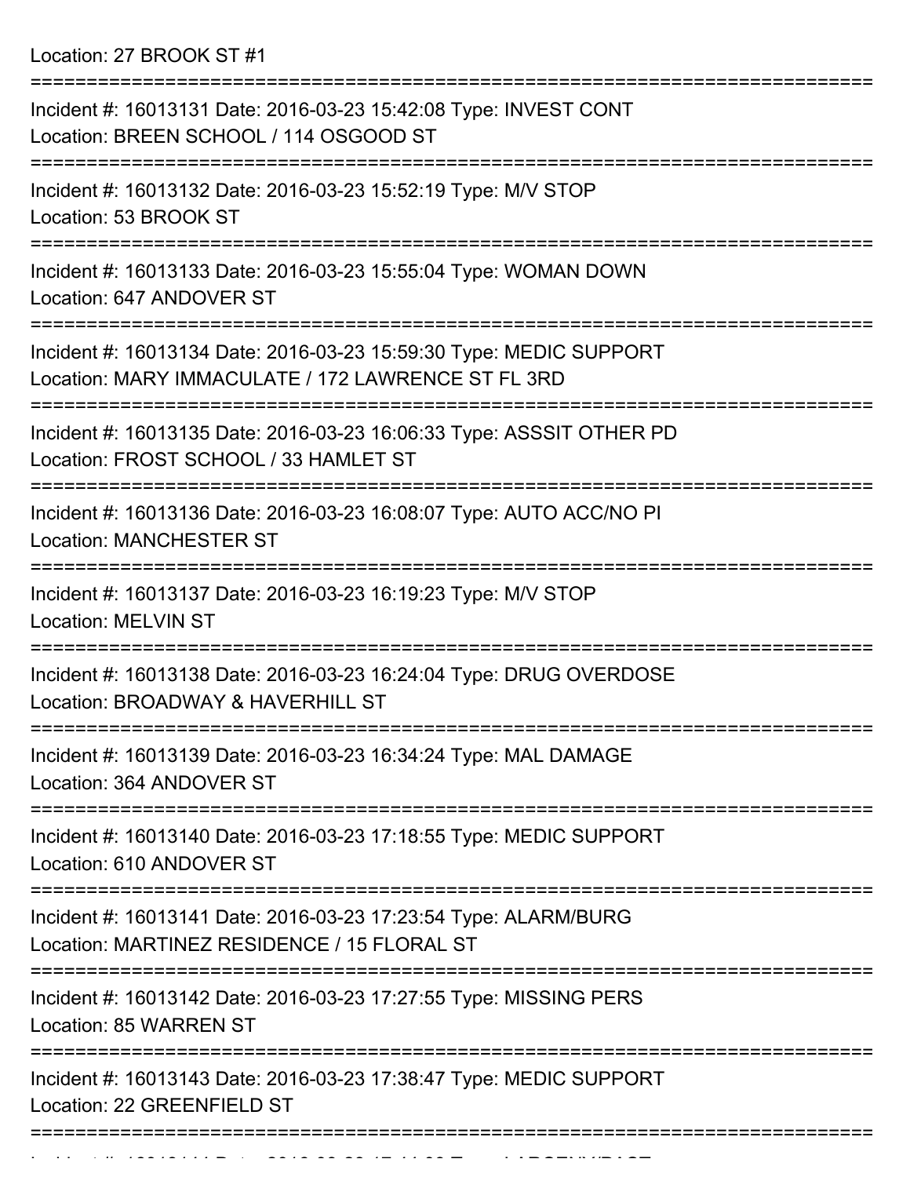Location: 27 BROOK ST #1

===========================================================================

Incident #: 16013131 Date: 2016-03-23 15:42:08 Type: INVEST CONT
Location: BREEN SCHOOL / 114 OSGOOD ST

===========================================================================

Incident #: 16013132 Date: 2016-03-23 15:52:19 Type: M/V STOP
Location: 53 BROOK ST

===========================================================================

Incident #: 16013133 Date: 2016-03-23 15:55:04 Type: WOMAN DOWN
Location: 647 ANDOVER ST

===========================================================================

Incident #: 16013134 Date: 2016-03-23 15:59:30 Type: MEDIC SUPPORT
Location: MARY IMMACULATE / 172 LAWRENCE ST FL 3RD

===========================================================================

Incident #: 16013135 Date: 2016-03-23 16:06:33 Type: ASSSIT OTHER PD
Location: FROST SCHOOL / 33 HAMLET ST

===========================================================================

Incident #: 16013136 Date: 2016-03-23 16:08:07 Type: AUTO ACC/NO PI
Location: MANCHESTER ST

===========================================================================

Incident #: 16013137 Date: 2016-03-23 16:19:23 Type: M/V STOP
Location: MELVIN ST

===========================================================================

Incident #: 16013138 Date: 2016-03-23 16:24:04 Type: DRUG OVERDOSE
Location: BROADWAY & HAVERHILL ST

===========================================================================

Incident #: 16013139 Date: 2016-03-23 16:34:24 Type: MAL DAMAGE
Location: 364 ANDOVER ST

===========================================================================

Incident #: 16013140 Date: 2016-03-23 17:18:55 Type: MEDIC SUPPORT
Location: 610 ANDOVER ST

===========================================================================

Incident #: 16013141 Date: 2016-03-23 17:23:54 Type: ALARM/BURG
Location: MARTINEZ RESIDENCE / 15 FLORAL ST

===========================================================================

Incident #: 16013142 Date: 2016-03-23 17:27:55 Type: MISSING PERS
Location: 85 WARREN ST

===========================================================================

Incident #: 16013143 Date: 2016-03-23 17:38:47 Type: MEDIC SUPPORT
Location: 22 GREENFIELD ST

===========================================================================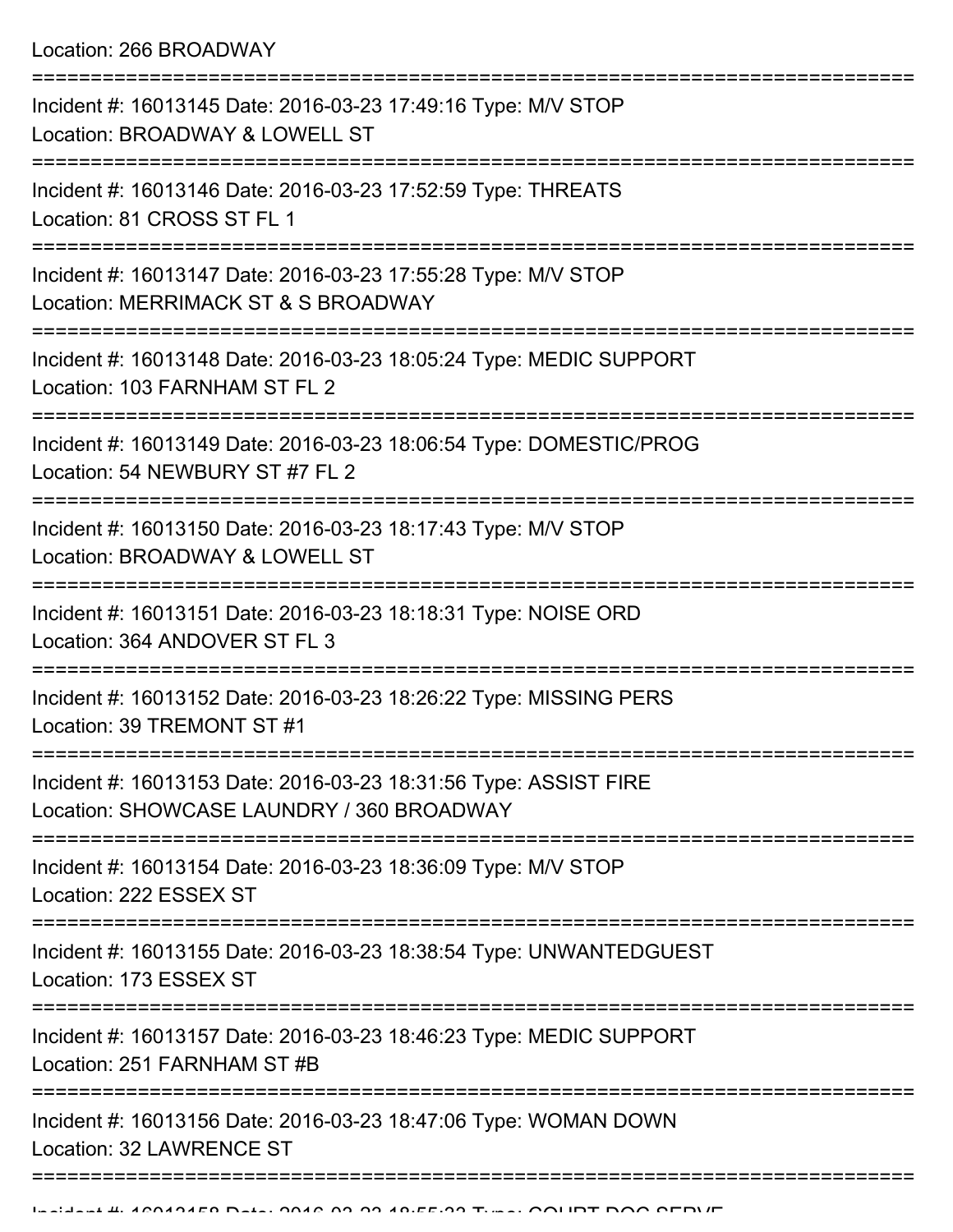Location: 266 BROADWAY

===========================================================================

Incident #: 16013145 Date: 2016-03-23 17:49:16 Type: M/V STOP
Location: BROADWAY & LOWELL ST

===========================================================================

Incident #: 16013146 Date: 2016-03-23 17:52:59 Type: THREATS
Location: 81 CROSS ST FL 1

===========================================================================

Incident #: 16013147 Date: 2016-03-23 17:55:28 Type: M/V STOP
Location: MERRIMACK ST & S BROADWAY

===========================================================================

Incident #: 16013148 Date: 2016-03-23 18:05:24 Type: MEDIC SUPPORT
Location: 103 FARNHAM ST FL 2

===========================================================================

Incident #: 16013149 Date: 2016-03-23 18:06:54 Type: DOMESTIC/PROG
Location: 54 NEWBURY ST #7 FL 2

===========================================================================

Incident #: 16013150 Date: 2016-03-23 18:17:43 Type: M/V STOP
Location: BROADWAY & LOWELL ST

===========================================================================

Incident #: 16013151 Date: 2016-03-23 18:18:31 Type: NOISE ORD
Location: 364 ANDOVER ST FL 3

===========================================================================

Incident #: 16013152 Date: 2016-03-23 18:26:22 Type: MISSING PERS
Location: 39 TREMONT ST #1

===========================================================================

Incident #: 16013153 Date: 2016-03-23 18:31:56 Type: ASSIST FIRE
Location: SHOWCASE LAUNDRY / 360 BROADWAY

===========================================================================

Incident #: 16013154 Date: 2016-03-23 18:36:09 Type: M/V STOP
Location: 222 ESSEX ST

===========================================================================

Incident #: 16013155 Date: 2016-03-23 18:38:54 Type: UNWANTEDGUEST
Location: 173 ESSEX ST

===========================================================================

Incident #: 16013157 Date: 2016-03-23 18:46:23 Type: MEDIC SUPPORT
Location: 251 FARNHAM ST #B

===========================================================================

Incident #: 16013156 Date: 2016-03-23 18:47:06 Type: WOMAN DOWN
Location: 32 LAWRENCE ST

===========================================================================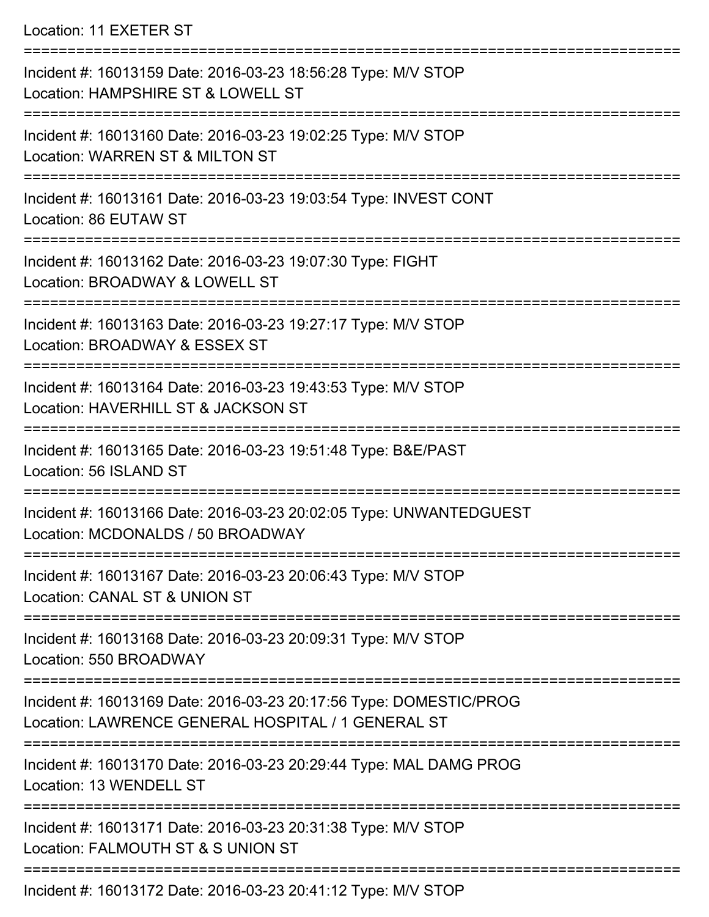Location: 11 EXETER ST

===========================================================================

Incident #: 16013159 Date: 2016-03-23 18:56:28 Type: M/V STOP

Location: HAMPSHIRE ST & LOWELL ST

===========================================================================

Incident #: 16013160 Date: 2016-03-23 19:02:25 Type: M/V STOP

Location: WARREN ST & MILTON ST

===========================================================================

Incident #: 16013161 Date: 2016-03-23 19:03:54 Type: INVEST CONT

Location: 86 EUTAW ST

===========================================================================

Incident #: 16013162 Date: 2016-03-23 19:07:30 Type: FIGHT

Location: BROADWAY & LOWELL ST

===========================================================================

Incident #: 16013163 Date: 2016-03-23 19:27:17 Type: M/V STOP

Location: BROADWAY & ESSEX ST

===========================================================================

Incident #: 16013164 Date: 2016-03-23 19:43:53 Type: M/V STOP

Location: HAVERHILL ST & JACKSON ST

===========================================================================

Incident #: 16013165 Date: 2016-03-23 19:51:48 Type: B&E/PAST

Location: 56 ISLAND ST

===========================================================================

Incident #: 16013166 Date: 2016-03-23 20:02:05 Type: UNWANTEDGUEST

Location: MCDONALDS / 50 BROADWAY

===========================================================================

Incident #: 16013167 Date: 2016-03-23 20:06:43 Type: M/V STOP

Location: CANAL ST & UNION ST

===========================================================================

Incident #: 16013168 Date: 2016-03-23 20:09:31 Type: M/V STOP

Location: 550 BROADWAY

===========================================================================

Incident #: 16013169 Date: 2016-03-23 20:17:56 Type: DOMESTIC/PROG

Location: LAWRENCE GENERAL HOSPITAL / 1 GENERAL ST

===========================================================================

Incident #: 16013170 Date: 2016-03-23 20:29:44 Type: MAL DAMG PROG

Location: 13 WENDELL ST

===========================================================================

Incident #: 16013171 Date: 2016-03-23 20:31:38 Type: M/V STOP

Location: FALMOUTH ST & S UNION ST

===========================================================================

Incident #: 16013172 Date: 2016-03-23 20:41:12 Type: M/V STOP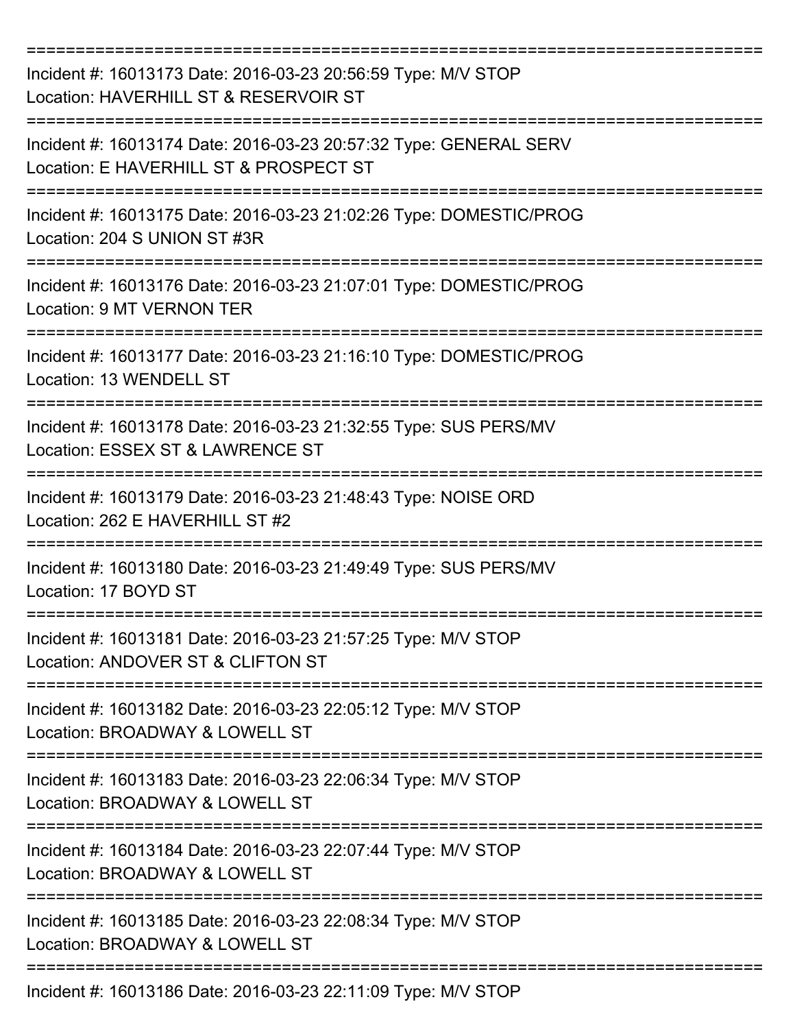===========================================================================
Incident #: 16013173 Date: 2016-03-23 20:56:59 Type: M/V STOP
Location: HAVERHILL ST & RESERVOIR ST
===========================================================================
Incident #: 16013174 Date: 2016-03-23 20:57:32 Type: GENERAL SERV
Location: E HAVERHILL ST & PROSPECT ST
===========================================================================
Incident #: 16013175 Date: 2016-03-23 21:02:26 Type: DOMESTIC/PROG
Location: 204 S UNION ST #3R
===========================================================================
Incident #: 16013176 Date: 2016-03-23 21:07:01 Type: DOMESTIC/PROG
Location: 9 MT VERNON TER
===========================================================================
Incident #: 16013177 Date: 2016-03-23 21:16:10 Type: DOMESTIC/PROG
Location: 13 WENDELL ST
===========================================================================
Incident #: 16013178 Date: 2016-03-23 21:32:55 Type: SUS PERS/MV
Location: ESSEX ST & LAWRENCE ST
===========================================================================
Incident #: 16013179 Date: 2016-03-23 21:48:43 Type: NOISE ORD
Location: 262 E HAVERHILL ST #2
===========================================================================
Incident #: 16013180 Date: 2016-03-23 21:49:49 Type: SUS PERS/MV
Location: 17 BOYD ST
===========================================================================
Incident #: 16013181 Date: 2016-03-23 21:57:25 Type: M/V STOP
Location: ANDOVER ST & CLIFTON ST
===========================================================================
Incident #: 16013182 Date: 2016-03-23 22:05:12 Type: M/V STOP
Location: BROADWAY & LOWELL ST
===========================================================================
Incident #: 16013183 Date: 2016-03-23 22:06:34 Type: M/V STOP
Location: BROADWAY & LOWELL ST
===========================================================================
Incident #: 16013184 Date: 2016-03-23 22:07:44 Type: M/V STOP
Location: BROADWAY & LOWELL ST
===========================================================================
Incident #: 16013185 Date: 2016-03-23 22:08:34 Type: M/V STOP
Location: BROADWAY & LOWELL ST
===========================================================================
Incident #: 16013186 Date: 2016-03-23 22:11:09 Type: M/V STOP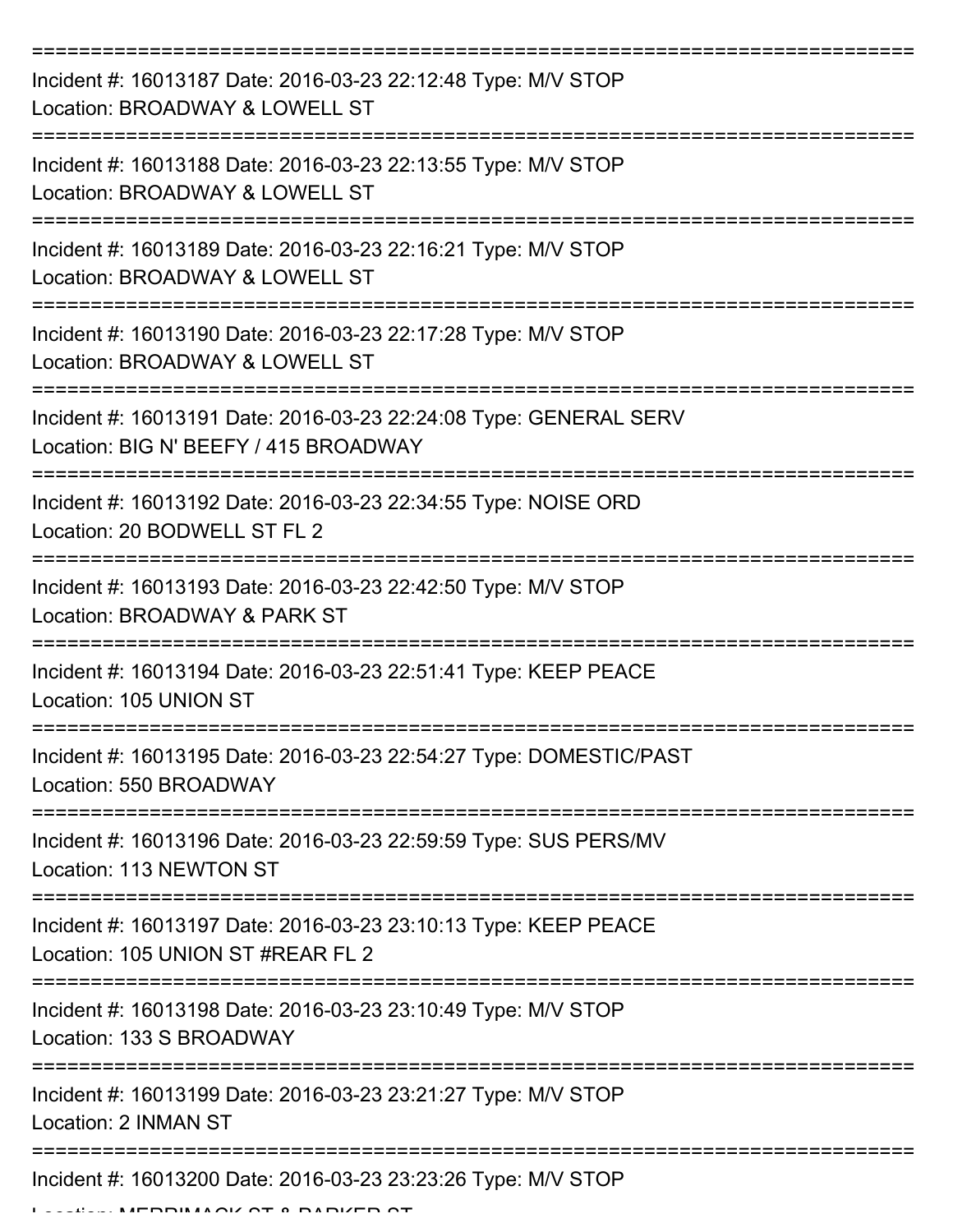===========================================================================

Incident #: 16013187 Date: 2016-03-23 22:12:48 Type: M/V STOP
Location: BROADWAY & LOWELL ST

===========================================================================

Incident #: 16013188 Date: 2016-03-23 22:13:55 Type: M/V STOP
Location: BROADWAY & LOWELL ST

===========================================================================

Incident #: 16013189 Date: 2016-03-23 22:16:21 Type: M/V STOP
Location: BROADWAY & LOWELL ST

===========================================================================

Incident #: 16013190 Date: 2016-03-23 22:17:28 Type: M/V STOP
Location: BROADWAY & LOWELL ST

===========================================================================

Incident #: 16013191 Date: 2016-03-23 22:24:08 Type: GENERAL SERV
Location: BIG N' BEEFY / 415 BROADWAY

===========================================================================

Incident #: 16013192 Date: 2016-03-23 22:34:55 Type: NOISE ORD
Location: 20 BODWELL ST FL 2

===========================================================================

Incident #: 16013193 Date: 2016-03-23 22:42:50 Type: M/V STOP
Location: BROADWAY & PARK ST

===========================================================================

Incident #: 16013194 Date: 2016-03-23 22:51:41 Type: KEEP PEACE
Location: 105 UNION ST

===========================================================================

Incident #: 16013195 Date: 2016-03-23 22:54:27 Type: DOMESTIC/PAST
Location: 550 BROADWAY

===========================================================================

Incident #: 16013196 Date: 2016-03-23 22:59:59 Type: SUS PERS/MV
Location: 113 NEWTON ST

===========================================================================

Incident #: 16013197 Date: 2016-03-23 23:10:13 Type: KEEP PEACE
Location: 105 UNION ST #REAR FL 2

===========================================================================

Incident #: 16013198 Date: 2016-03-23 23:10:49 Type: M/V STOP
Location: 133 S BROADWAY

===========================================================================

Incident #: 16013199 Date: 2016-03-23 23:21:27 Type: M/V STOP
Location: 2 INMAN ST

===========================================================================

Incident #: 16013200 Date: 2016-03-23 23:23:26 Type: M/V STOP
Location: MERRIMACK ST & PARKER ST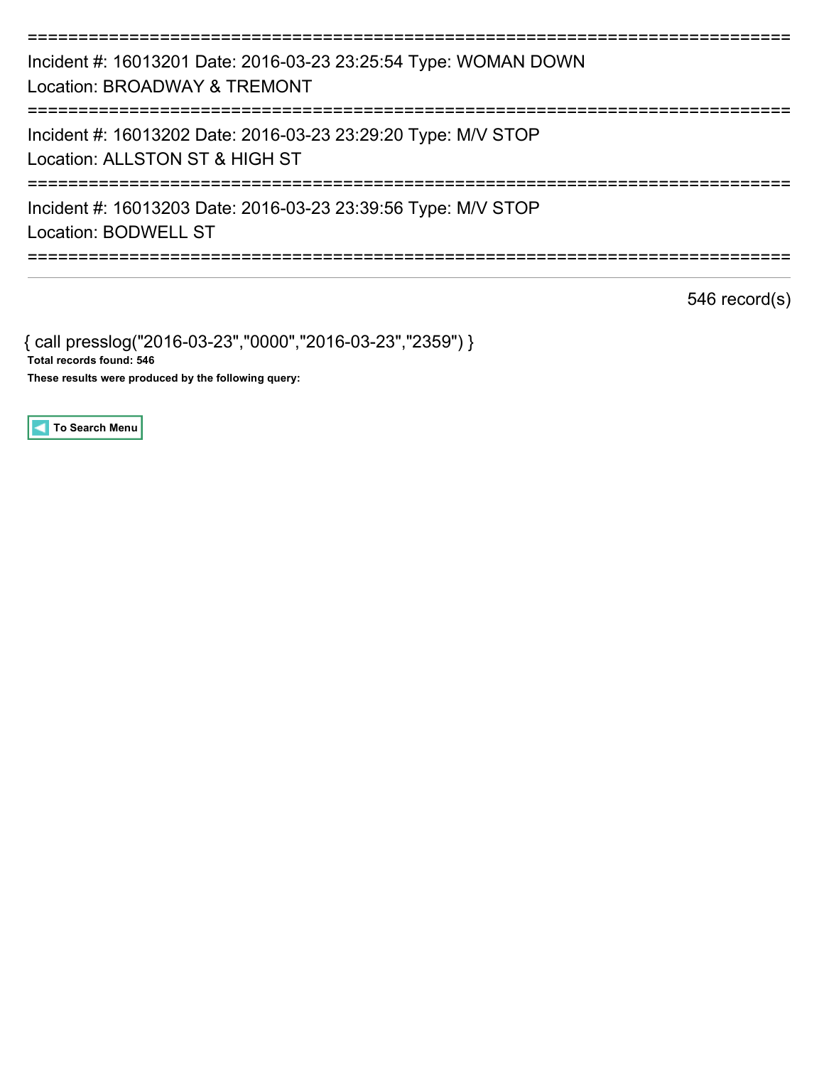===========================================================================

Incident #: 16013201 Date: 2016-03-23 23:25:54 Type: WOMAN DOWN
Location: BROADWAY & TREMONT

===========================================================================

Incident #: 16013202 Date: 2016-03-23 23:29:20 Type: M/V STOP
Location: ALLSTON ST & HIGH ST

===========================================================================

Incident #: 16013203 Date: 2016-03-23 23:39:56 Type: M/V STOP
Location: BODWELL ST

===========================================================================

546 record(s)

{ call presslog("2016-03-23","0000","2016-03-23","2359") }

**Total records found: 546**

**These results were produced by the following query:**

**To Search Menu**